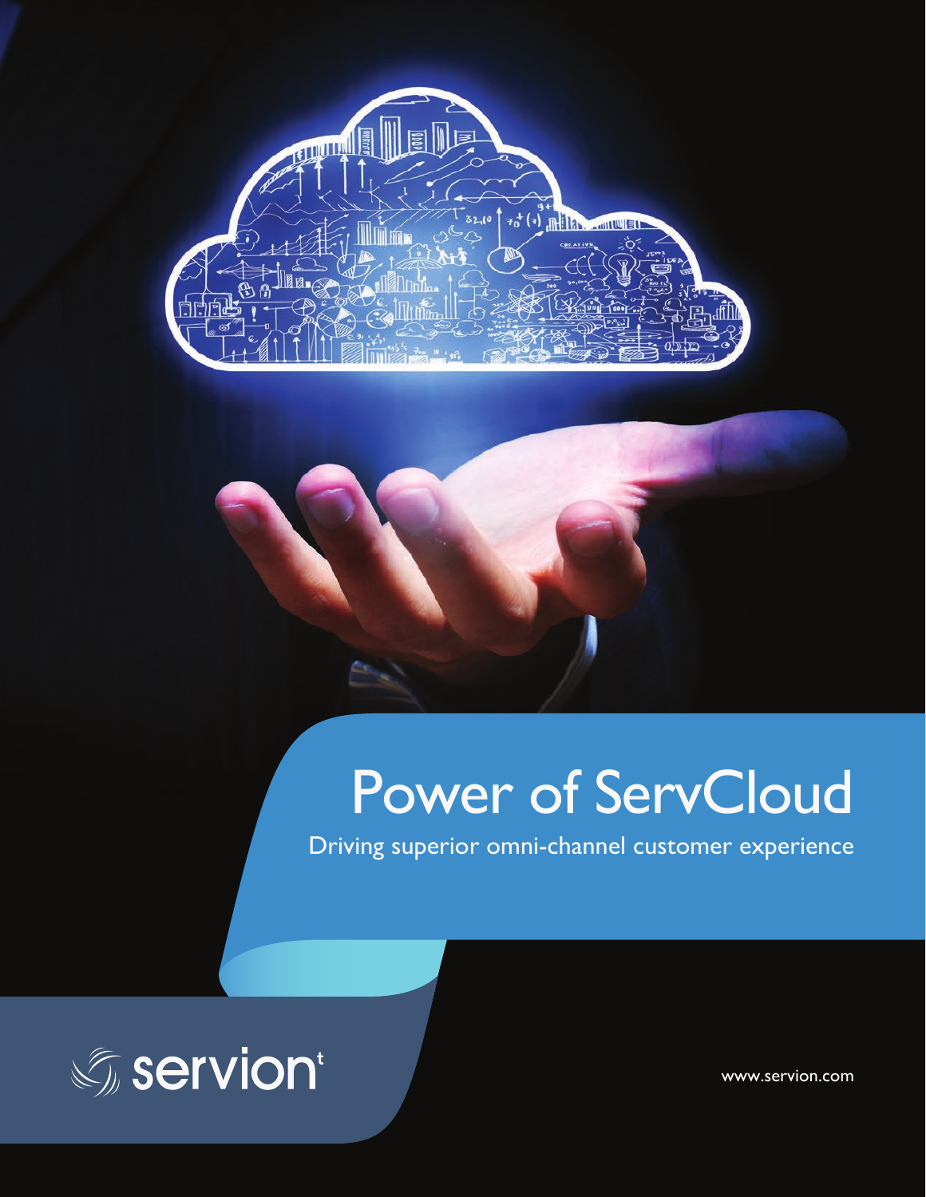# Power of ServCloud

Driving superior omni-channel customer experience

servion

www.servion.com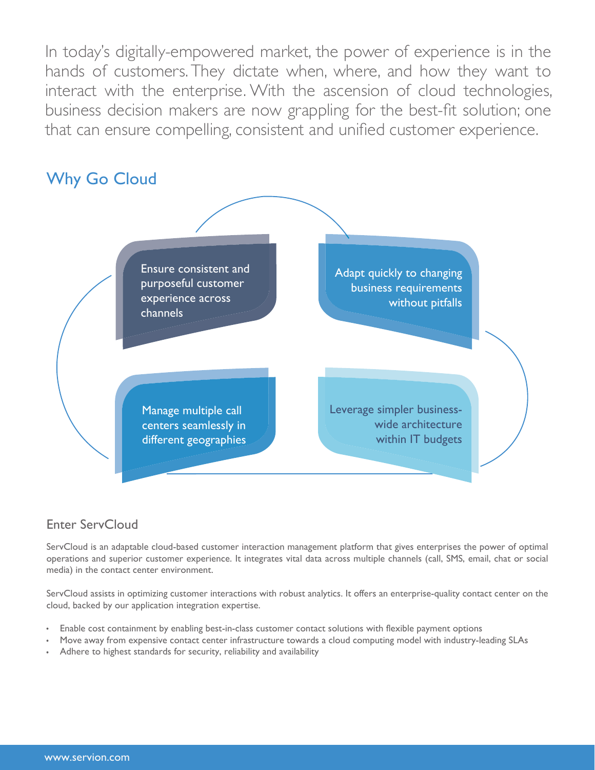In today's digitally-empowered market, the power of experience is in the hands of customers. They dictate when, where, and how they want to interact with the enterprise. With the ascension of cloud technologies, business decision makers are now grappling for the best-fit solution; one that can ensure compelling, consistent and unified customer experience.

## Why Go Cloud

- Ensure consistent and purposeful customer experience across channels
- Adapt quickly to changing business requirements without pitfalls
- Manage multiple call centers seamlessly in different geographies
- Leverage simpler business-wide architecture within IT budgets

### Enter ServCloud

ServCloud is an adaptable cloud-based customer interaction management platform that gives enterprises the power of optimal operations and superior customer experience. It integrates vital data across multiple channels (call, SMS, email, chat or social media) in the contact center environment.

ServCloud assists in optimizing customer interactions with robust analytics. It offers an enterprise-quality contact center on the cloud, backed by our application integration expertise.

- Enable cost containment by enabling best-in-class customer contact solutions with flexible payment options
- Move away from expensive contact center infrastructure towards a cloud computing model with industry-leading SLAs
- Adhere to highest standards for security, reliability and availability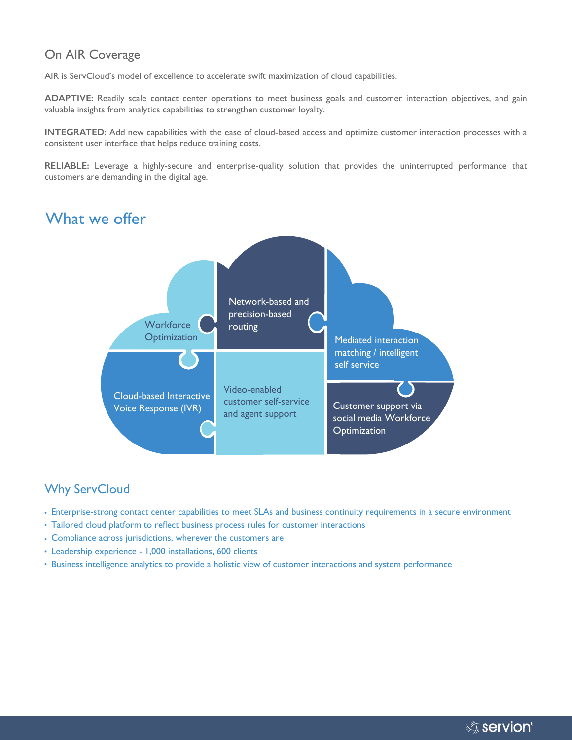## On AIR Coverage

AIR is ServCloud's model of excellence to accelerate swift maximization of cloud capabilities.

**ADAPTIVE:** Readily scale contact center operations to meet business goals and customer interaction objectives, and gain valuable insights from analytics capabilities to strengthen customer loyalty.

**INTEGRATED:** Add new capabilities with the ease of cloud-based access and optimize customer interaction processes with a consistent user interface that helps reduce training costs.

**RELIABLE:** Leverage a highly-secure and enterprise-quality solution that provides the uninterrupted performance that customers are demanding in the digital age.

## What we offer

- Workforce Optimization
- Network-based and precision-based routing
- Mediated interaction matching / intelligent self service
- Cloud-based Interactive Voice Response (IVR)
- Video-enabled customer self-service and agent support
- Customer support via social media Workforce Optimization

## Why ServCloud

- Enterprise-strong contact center capabilities to meet SLAs and business continuity requirements in a secure environment
- Tailored cloud platform to reflect business process rules for customer interactions
- Compliance across jurisdictions, wherever the customers are
- Leadership experience - 1,000 installations, 600 clients
- Business intelligence analytics to provide a holistic view of customer interactions and system performance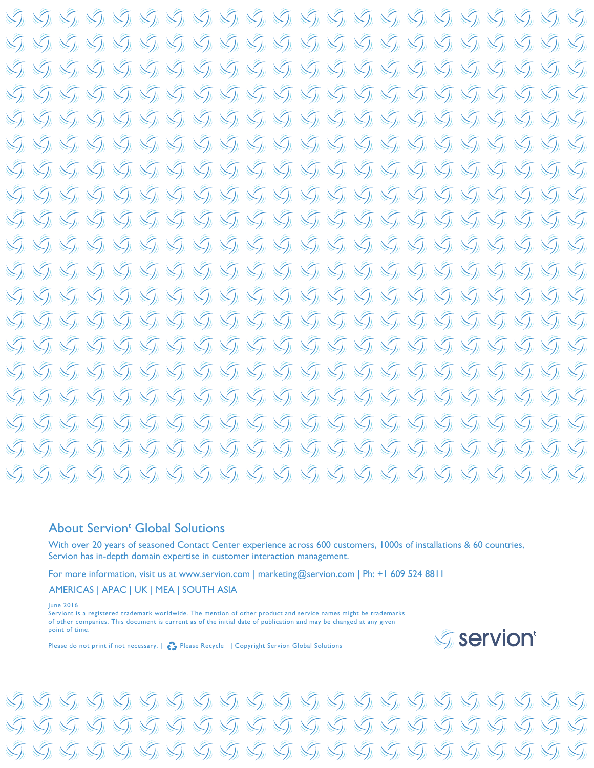## About Servion[t] Global Solutions

With over 20 years of seasoned Contact Center experience across 600 customers, 1000s of installations & 60 countries, Servion has in-depth domain expertise in customer interaction management.

For more information, visit us at www.servion.com | marketing@servion.com | Ph: +1 609 524 8811

AMERICAS | APAC | UK | MEA | SOUTH ASIA

June 2016

Serviont is a registered trademark worldwide. The mention of other product and service names might be trademarks of other companies. This document is current as of the initial date of publication and may be changed at any given point of time.

Please do not print if not necessary. | Please Recycle | Copyright Servion Global Solutions

servion[t]